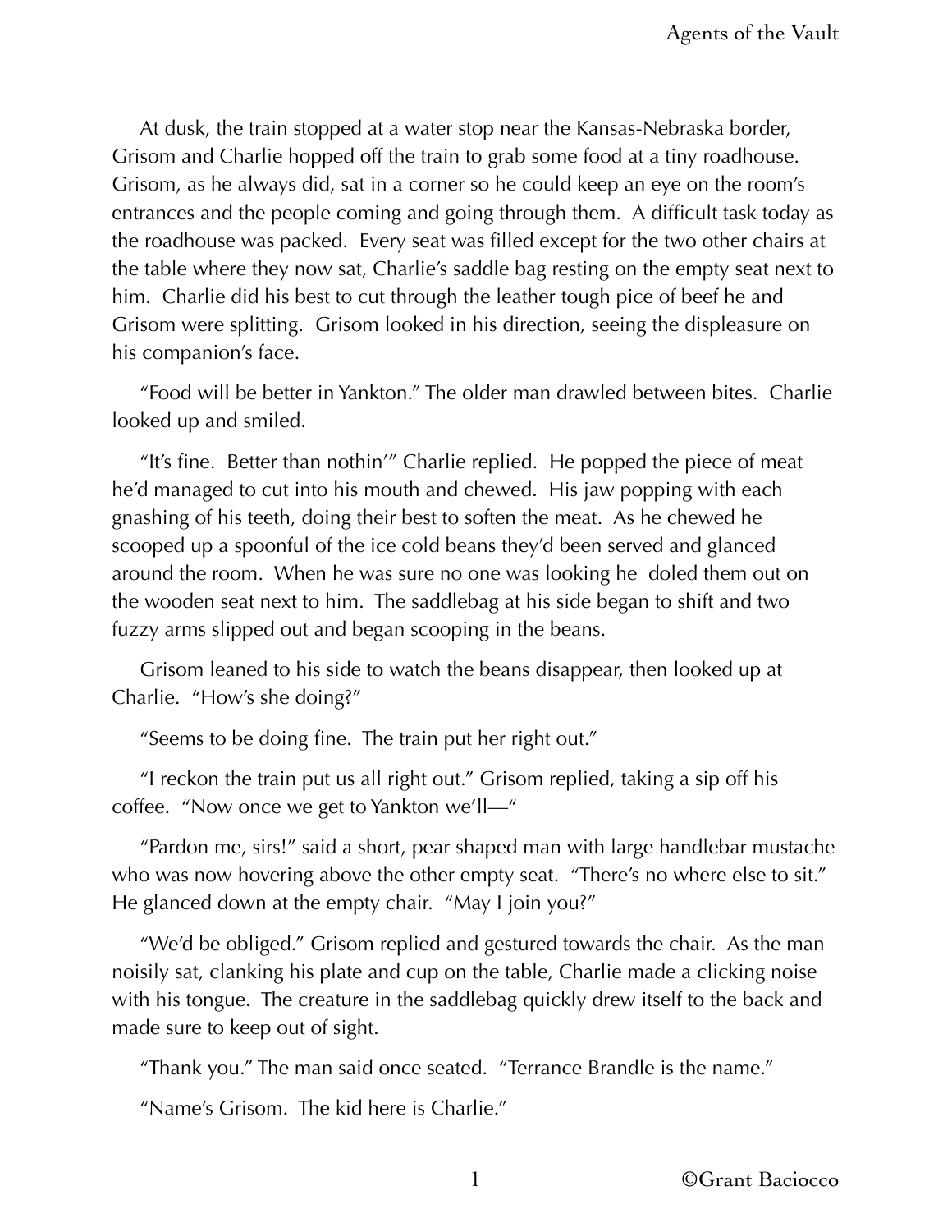At dusk, the train stopped at a water stop near the Kansas-Nebraska border, Grisom and Charlie hopped off the train to grab some food at a tiny roadhouse. Grisom, as he always did, sat in a corner so he could keep an eye on the room's entrances and the people coming and going through them. A difficult task today as the roadhouse was packed. Every seat was filled except for the two other chairs at the table where they now sat, Charlie's saddle bag resting on the empty seat next to him. Charlie did his best to cut through the leather tough pice of beef he and Grisom were splitting. Grisom looked in his direction, seeing the displeasure on his companion's face.

"Food will be better in Yankton." The older man drawled between bites. Charlie looked up and smiled.

"It's fine. Better than nothin'" Charlie replied. He popped the piece of meat he'd managed to cut into his mouth and chewed. His jaw popping with each gnashing of his teeth, doing their best to soften the meat. As he chewed he scooped up a spoonful of the ice cold beans they'd been served and glanced around the room. When he was sure no one was looking he doled them out on the wooden seat next to him. The saddlebag at his side began to shift and two fuzzy arms slipped out and began scooping in the beans.

Grisom leaned to his side to watch the beans disappear, then looked up at Charlie. "How's she doing?"

"Seems to be doing fine. The train put her right out."

"I reckon the train put us all right out." Grisom replied, taking a sip off his coffee. "Now once we get to Yankton we'll—"

"Pardon me, sirs!" said a short, pear shaped man with large handlebar mustache who was now hovering above the other empty seat. "There's no where else to sit." He glanced down at the empty chair. "May I join you?"

"We'd be obliged." Grisom replied and gestured towards the chair. As the man noisily sat, clanking his plate and cup on the table, Charlie made a clicking noise with his tongue. The creature in the saddlebag quickly drew itself to the back and made sure to keep out of sight.

"Thank you." The man said once seated. "Terrance Brandle is the name."

"Name's Grisom. The kid here is Charlie."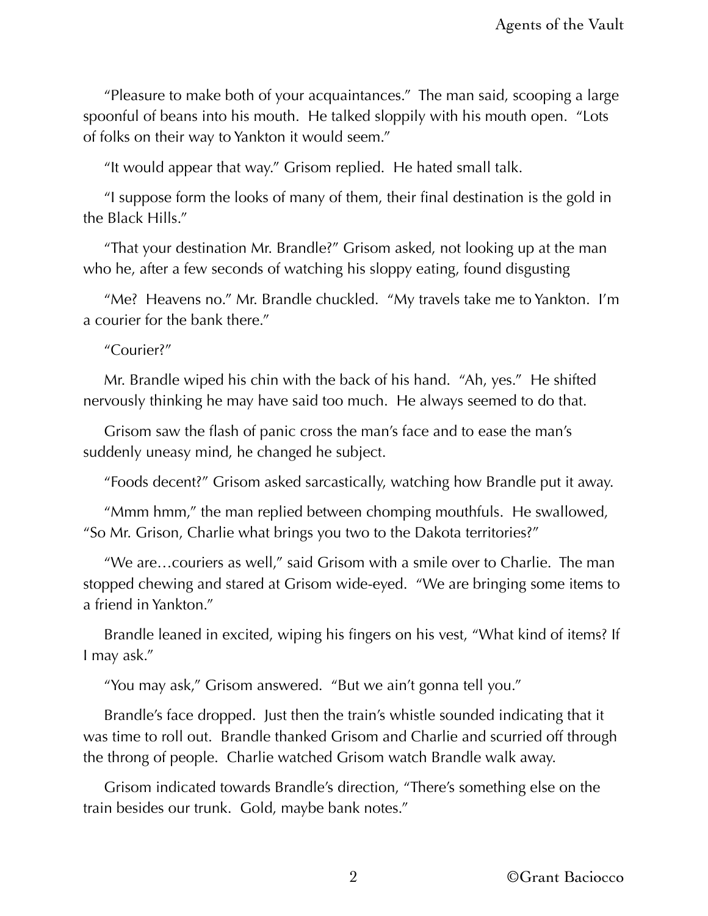"Pleasure to make both of your acquaintances."  The man said, scooping a large spoonful of beans into his mouth.  He talked sloppily with his mouth open.  "Lots of folks on their way to Yankton it would seem."

"It would appear that way." Grisom replied.  He hated small talk.

"I suppose form the looks of many of them, their final destination is the gold in the Black Hills."

"That your destination Mr. Brandle?" Grisom asked, not looking up at the man who he, after a few seconds of watching his sloppy eating, found disgusting

"Me?  Heavens no." Mr. Brandle chuckled.  "My travels take me to Yankton.  I'm a courier for the bank there."

"Courier?"

Mr. Brandle wiped his chin with the back of his hand.  "Ah, yes."  He shifted nervously thinking he may have said too much.  He always seemed to do that.

Grisom saw the flash of panic cross the man's face and to ease the man's suddenly uneasy mind, he changed he subject.

"Foods decent?" Grisom asked sarcastically, watching how Brandle put it away.

"Mmm hmm," the man replied between chomping mouthfuls.  He swallowed, "So Mr. Grison, Charlie what brings you two to the Dakota territories?"

"We are…couriers as well," said Grisom with a smile over to Charlie.  The man stopped chewing and stared at Grisom wide-eyed.  "We are bringing some items to a friend in Yankton."

Brandle leaned in excited, wiping his fingers on his vest, "What kind of items? If I may ask."

"You may ask," Grisom answered.  "But we ain't gonna tell you."

Brandle's face dropped.  Just then the train's whistle sounded indicating that it was time to roll out.  Brandle thanked Grisom and Charlie and scurried off through the throng of people.  Charlie watched Grisom watch Brandle walk away.

Grisom indicated towards Brandle's direction, "There's something else on the train besides our trunk.  Gold, maybe bank notes."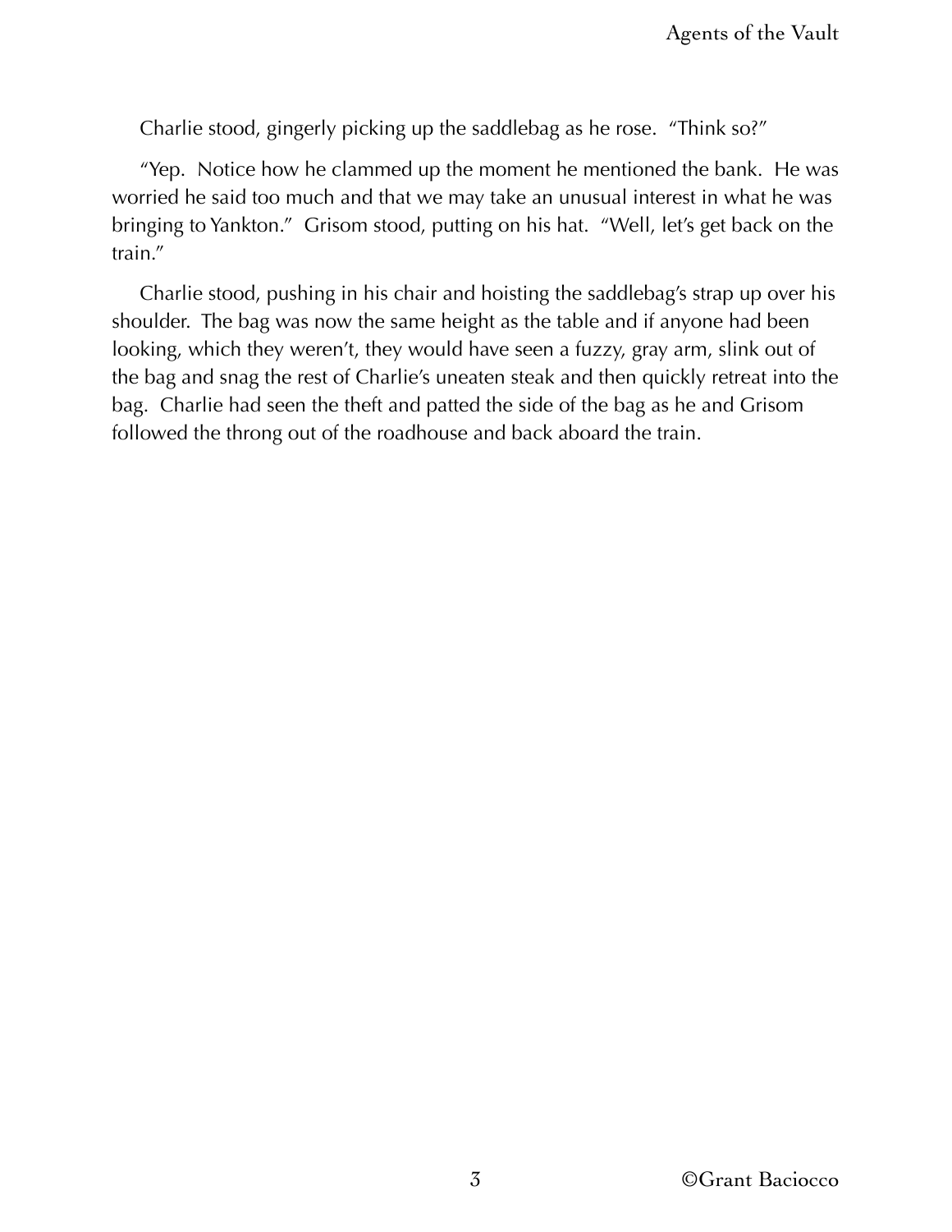Charlie stood, gingerly picking up the saddlebag as he rose.  "Think so?"

"Yep.  Notice how he clammed up the moment he mentioned the bank.  He was worried he said too much and that we may take an unusual interest in what he was bringing to Yankton."  Grisom stood, putting on his hat.  "Well, let's get back on the train."

Charlie stood, pushing in his chair and hoisting the saddlebag's strap up over his shoulder.  The bag was now the same height as the table and if anyone had been looking, which they weren't, they would have seen a fuzzy, gray arm, slink out of the bag and snag the rest of Charlie's uneaten steak and then quickly retreat into the bag.  Charlie had seen the theft and patted the side of the bag as he and Grisom followed the throng out of the roadhouse and back aboard the train.